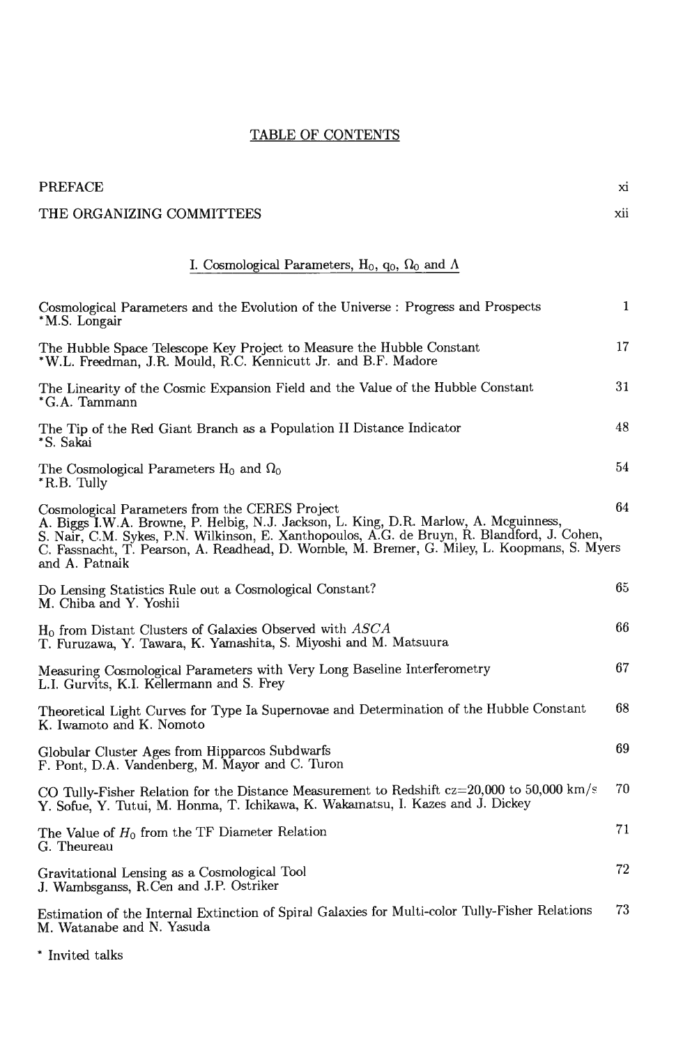# TABLE OF CONTENTS

PREFACE xi

THE ORGANIZING COMMITTEES xii

## I. Cosmological Parameters, $H_0$, $q_0$, $\Omega_0$ and $\Lambda$

Cosmological Parameters and the Evolution of the Universe : Progress and Prospects — 1
*M.S. Longair

The Hubble Space Telescope Key Project to Measure the Hubble Constant — 17
*W.L. Freedman, J.R. Mould, R.C. Kennicutt Jr. and B.F. Madore

The Linearity of the Cosmic Expansion Field and the Value of the Hubble Constant — 31
*G.A. Tammann

The Tip of the Red Giant Branch as a Population II Distance Indicator — 48
*S. Sakai

The Cosmological Parameters $H_0$ and $\Omega_0$ — 54
*R.B. Tully

Cosmological Parameters from the CERES Project — 64
A. Biggs I.W.A. Browne, P. Helbig, N.J. Jackson, L. King, D.R. Marlow, A. Mcguinness, S. Nair, C.M. Sykes, P.N. Wilkinson, E. Xanthopoulos, A.G. de Bruyn, R. Blandford, J. Cohen, C. Fassnacht, T. Pearson, A. Readhead, D. Womble, M. Bremer, G. Miley, L. Koopmans, S. Myers and A. Patnaik

Do Lensing Statistics Rule out a Cosmological Constant? — 65
M. Chiba and Y. Yoshii

$H_0$ from Distant Clusters of Galaxies Observed with *ASCA* — 66
T. Furuzawa, Y. Tawara, K. Yamashita, S. Miyoshi and M. Matsuura

Measuring Cosmological Parameters with Very Long Baseline Interferometry — 67
L.I. Gurvits, K.I. Kellermann and S. Frey

Theoretical Light Curves for Type Ia Supernovae and Determination of the Hubble Constant — 68
K. Iwamoto and K. Nomoto

Globular Cluster Ages from Hipparcos Subdwarfs — 69
F. Pont, D.A. Vandenberg, M. Mayor and C. Turon

CO Tully-Fisher Relation for the Distance Measurement to Redshift cz=20,000 to 50,000 km/s — 70
Y. Sofue, Y. Tutui, M. Honma, T. Ichikawa, K. Wakamatsu, I. Kazes and J. Dickey

The Value of $H_0$ from the TF Diameter Relation — 71
G. Theureau

Gravitational Lensing as a Cosmological Tool — 72
J. Wambsganss, R.Cen and J.P. Ostriker

Estimation of the Internal Extinction of Spiral Galaxies for Multi-color Tully-Fisher Relations — 73
M. Watanabe and N. Yasuda

* Invited talks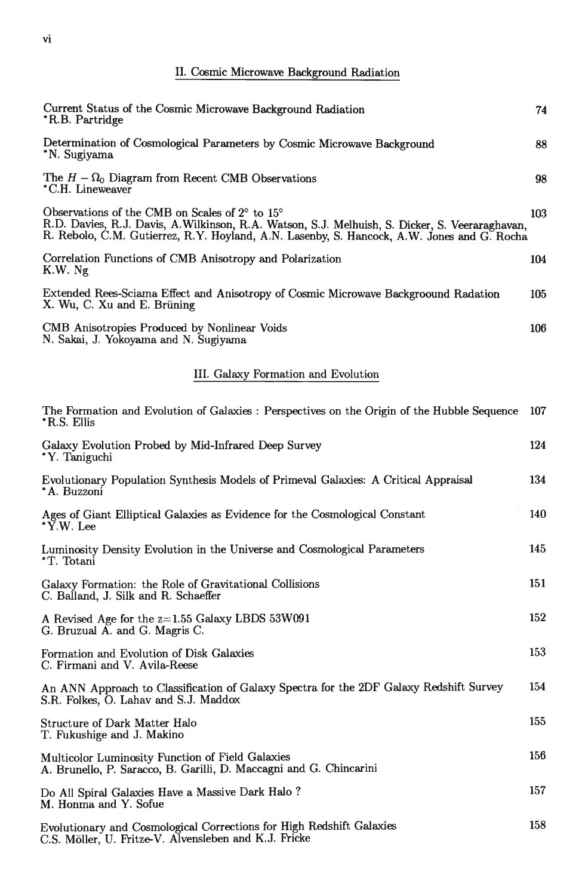## II. Cosmic Microwave Background Radiation

Current Status of the Cosmic Microwave Background Radiation 74
*R.B. Partridge

Determination of Cosmological Parameters by Cosmic Microwave Background 88
*N. Sugiyama

The $H - \Omega_0$ Diagram from Recent CMB Observations 98
*C.H. Lineweaver

Observations of the CMB on Scales of 2° to 15° 103
R.D. Davies, R.J. Davis, A.Wilkinson, R.A. Watson, S.J. Melhuish, S. Dicker, S. Veeraraghavan, R. Rebolo, C.M. Gutierrez, R.Y. Hoyland, A.N. Lasenby, S. Hancock, A.W. Jones and G. Rocha

Correlation Functions of CMB Anisotropy and Polarization 104
K.W. Ng

Extended Rees-Sciama Effect and Anisotropy of Cosmic Microwave Backgroound Radiation 105
X. Wu, C. Xu and E. Brüning

CMB Anisotropies Produced by Nonlinear Voids 106
N. Sakai, J. Yokoyama and N. Sugiyama

## III. Galaxy Formation and Evolution

The Formation and Evolution of Galaxies : Perspectives on the Origin of the Hubble Sequence 107
*R.S. Ellis

Galaxy Evolution Probed by Mid-Infrared Deep Survey 124
*Y. Taniguchi

Evolutionary Population Synthesis Models of Primeval Galaxies: A Critical Appraisal 134
*A. Buzzoni

Ages of Giant Elliptical Galaxies as Evidence for the Cosmological Constant 140
*Y.W. Lee

Luminosity Density Evolution in the Universe and Cosmological Parameters 145
*T. Totani

Galaxy Formation: the Role of Gravitational Collisions 151
C. Balland, J. Silk and R. Schaeffer

A Revised Age for the z=1.55 Galaxy LBDS 53W091 152
G. Bruzual A. and G. Magris C.

Formation and Evolution of Disk Galaxies 153
C. Firmani and V. Avila-Reese

An ANN Approach to Classification of Galaxy Spectra for the 2DF Galaxy Redshift Survey 154
S.R. Folkes, O. Lahav and S.J. Maddox

Structure of Dark Matter Halo 155
T. Fukushige and J. Makino

Multicolor Luminosity Function of Field Galaxies 156
A. Brunello, P. Saracco, B. Garilli, D. Maccagni and G. Chincarini

Do All Spiral Galaxies Have a Massive Dark Halo ? 157
M. Honma and Y. Sofue

Evolutionary and Cosmological Corrections for High Redshift Galaxies 158
C.S. Möller, U. Fritze-V. Alvensleben and K.J. Fricke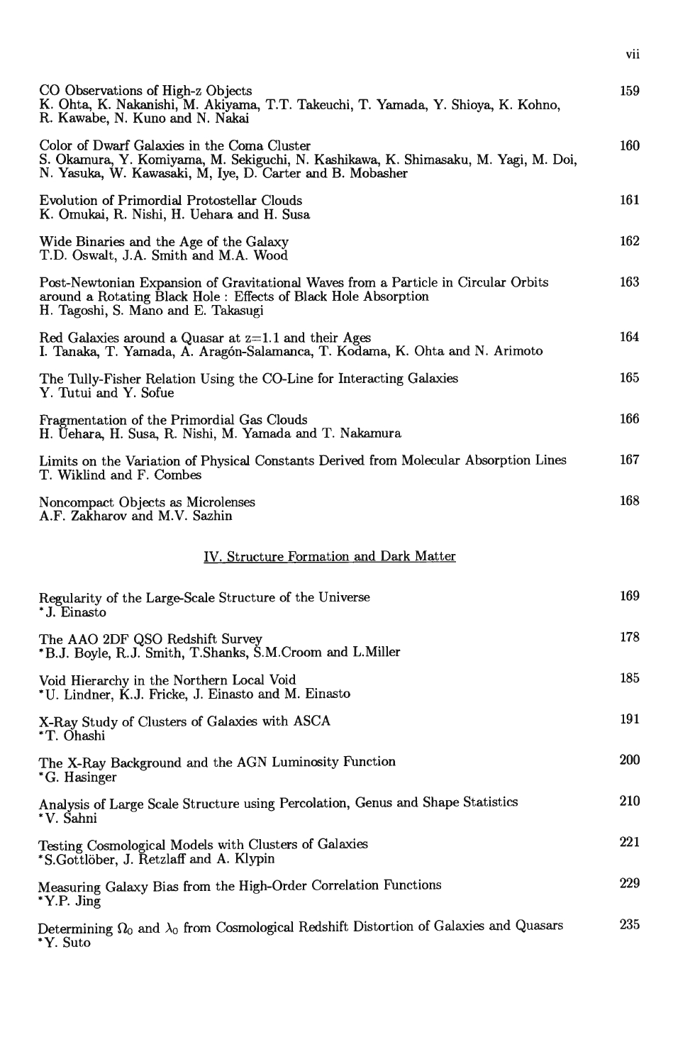CO Observations of High-z Objects 159
K. Ohta, K. Nakanishi, M. Akiyama, T.T. Takeuchi, T. Yamada, Y. Shioya, K. Kohno, R. Kawabe, N. Kuno and N. Nakai

Color of Dwarf Galaxies in the Coma Cluster 160
S. Okamura, Y. Komiyama, M. Sekiguchi, N. Kashikawa, K. Shimasaku, M. Yagi, M. Doi, N. Yasuka, W. Kawasaki, M, Iye, D. Carter and B. Mobasher

Evolution of Primordial Protostellar Clouds 161
K. Omukai, R. Nishi, H. Uehara and H. Susa

Wide Binaries and the Age of the Galaxy 162
T.D. Oswalt, J.A. Smith and M.A. Wood

Post-Newtonian Expansion of Gravitational Waves from a Particle in Circular Orbits around a Rotating Black Hole : Effects of Black Hole Absorption 163
H. Tagoshi, S. Mano and E. Takasugi

Red Galaxies around a Quasar at z=1.1 and their Ages 164
I. Tanaka, T. Yamada, A. Aragón-Salamanca, T. Kodama, K. Ohta and N. Arimoto

The Tully-Fisher Relation Using the CO-Line for Interacting Galaxies 165
Y. Tutui and Y. Sofue

Fragmentation of the Primordial Gas Clouds 166
H. Uehara, H. Susa, R. Nishi, M. Yamada and T. Nakamura

Limits on the Variation of Physical Constants Derived from Molecular Absorption Lines 167
T. Wiklind and F. Combes

Noncompact Objects as Microlenses 168
A.F. Zakharov and M.V. Sazhin

## IV. Structure Formation and Dark Matter

Regularity of the Large-Scale Structure of the Universe 169
*J. Einasto

The AAO 2DF QSO Redshift Survey 178
*B.J. Boyle, R.J. Smith, T.Shanks, S.M.Croom and L.Miller

Void Hierarchy in the Northern Local Void 185
*U. Lindner, K.J. Fricke, J. Einasto and M. Einasto

X-Ray Study of Clusters of Galaxies with ASCA 191
*T. Ohashi

The X-Ray Background and the AGN Luminosity Function 200
*G. Hasinger

Analysis of Large Scale Structure using Percolation, Genus and Shape Statistics 210
*V. Sahni

Testing Cosmological Models with Clusters of Galaxies 221
*S.Gottlöber, J. Retzlaff and A. Klypin

Measuring Galaxy Bias from the High-Order Correlation Functions 229
*Y.P. Jing

Determining $\Omega_0$ and $\lambda_0$ from Cosmological Redshift Distortion of Galaxies and Quasars 235
*Y. Suto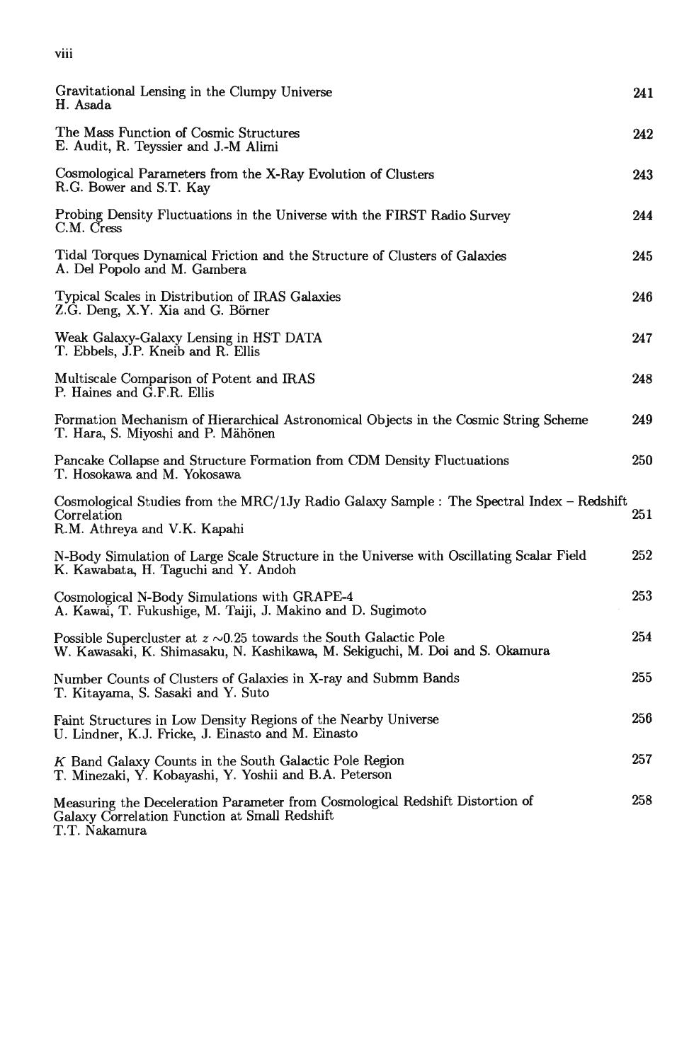Gravitational Lensing in the Clumpy Universe — 241
H. Asada

The Mass Function of Cosmic Structures — 242
E. Audit, R. Teyssier and J.-M Alimi

Cosmological Parameters from the X-Ray Evolution of Clusters — 243
R.G. Bower and S.T. Kay

Probing Density Fluctuations in the Universe with the FIRST Radio Survey — 244
C.M. Cress

Tidal Torques Dynamical Friction and the Structure of Clusters of Galaxies — 245
A. Del Popolo and M. Gambera

Typical Scales in Distribution of IRAS Galaxies — 246
Z.G. Deng, X.Y. Xia and G. Börner

Weak Galaxy-Galaxy Lensing in HST DATA — 247
T. Ebbels, J.P. Kneib and R. Ellis

Multiscale Comparison of Potent and IRAS — 248
P. Haines and G.F.R. Ellis

Formation Mechanism of Hierarchical Astronomical Objects in the Cosmic String Scheme — 249
T. Hara, S. Miyoshi and P. Mähönen

Pancake Collapse and Structure Formation from CDM Density Fluctuations — 250
T. Hosokawa and M. Yokosawa

Cosmological Studies from the MRC/1Jy Radio Galaxy Sample : The Spectral Index – Redshift Correlation — 251
R.M. Athreya and V.K. Kapahi

N-Body Simulation of Large Scale Structure in the Universe with Oscillating Scalar Field — 252
K. Kawabata, H. Taguchi and Y. Andoh

Cosmological N-Body Simulations with GRAPE-4 — 253
A. Kawai, T. Fukushige, M. Taiji, J. Makino and D. Sugimoto

Possible Supercluster at $z \sim 0.25$ towards the South Galactic Pole — 254
W. Kawasaki, K. Shimasaku, N. Kashikawa, M. Sekiguchi, M. Doi and S. Okamura

Number Counts of Clusters of Galaxies in X-ray and Submm Bands — 255
T. Kitayama, S. Sasaki and Y. Suto

Faint Structures in Low Density Regions of the Nearby Universe — 256
U. Lindner, K.J. Fricke, J. Einasto and M. Einasto

$K$ Band Galaxy Counts in the South Galactic Pole Region — 257
T. Minezaki, Y. Kobayashi, Y. Yoshii and B.A. Peterson

Measuring the Deceleration Parameter from Cosmological Redshift Distortion of Galaxy Correlation Function at Small Redshift — 258
T.T. Nakamura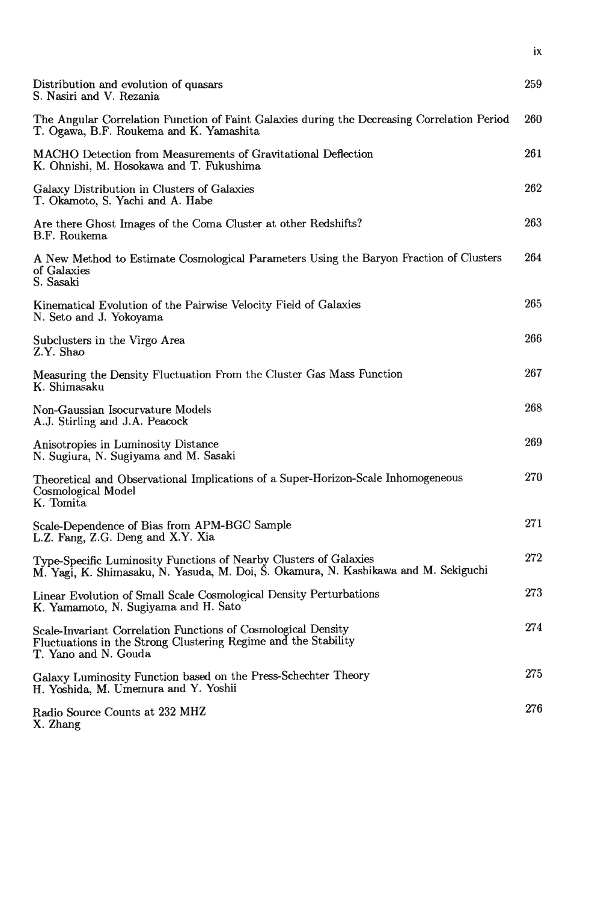| | |
|---|---|
| Distribution and evolution of quasars<br>S. Nasiri and V. Rezania | 259 |
| The Angular Correlation Function of Faint Galaxies during the Decreasing Correlation Period<br>T. Ogawa, B.F. Roukema and K. Yamashita | 260 |
| MACHO Detection from Measurements of Gravitational Deflection<br>K. Ohnishi, M. Hosokawa and T. Fukushima | 261 |
| Galaxy Distribution in Clusters of Galaxies<br>T. Okamoto, S. Yachi and A. Habe | 262 |
| Are there Ghost Images of the Coma Cluster at other Redshifts?<br>B.F. Roukema | 263 |
| A New Method to Estimate Cosmological Parameters Using the Baryon Fraction of Clusters of Galaxies<br>S. Sasaki | 264 |
| Kinematical Evolution of the Pairwise Velocity Field of Galaxies<br>N. Seto and J. Yokoyama | 265 |
| Subclusters in the Virgo Area<br>Z.Y. Shao | 266 |
| Measuring the Density Fluctuation From the Cluster Gas Mass Function<br>K. Shimasaku | 267 |
| Non-Gaussian Isocurvature Models<br>A.J. Stirling and J.A. Peacock | 268 |
| Anisotropies in Luminosity Distance<br>N. Sugiura, N. Sugiyama and M. Sasaki | 269 |
| Theoretical and Observational Implications of a Super-Horizon-Scale Inhomogeneous Cosmological Model<br>K. Tomita | 270 |
| Scale-Dependence of Bias from APM-BGC Sample<br>L.Z. Fang, Z.G. Deng and X.Y. Xia | 271 |
| Type-Specific Luminosity Functions of Nearby Clusters of Galaxies<br>M. Yagi, K. Shimasaku, N. Yasuda, M. Doi, S. Okamura, N. Kashikawa and M. Sekiguchi | 272 |
| Linear Evolution of Small Scale Cosmological Density Perturbations<br>K. Yamamoto, N. Sugiyama and H. Sato | 273 |
| Scale-Invariant Correlation Functions of Cosmological Density Fluctuations in the Strong Clustering Regime and the Stability<br>T. Yano and N. Gouda | 274 |
| Galaxy Luminosity Function based on the Press-Schechter Theory<br>H. Yoshida, M. Umemura and Y. Yoshii | 275 |
| Radio Source Counts at 232 MHZ<br>X. Zhang | 276 |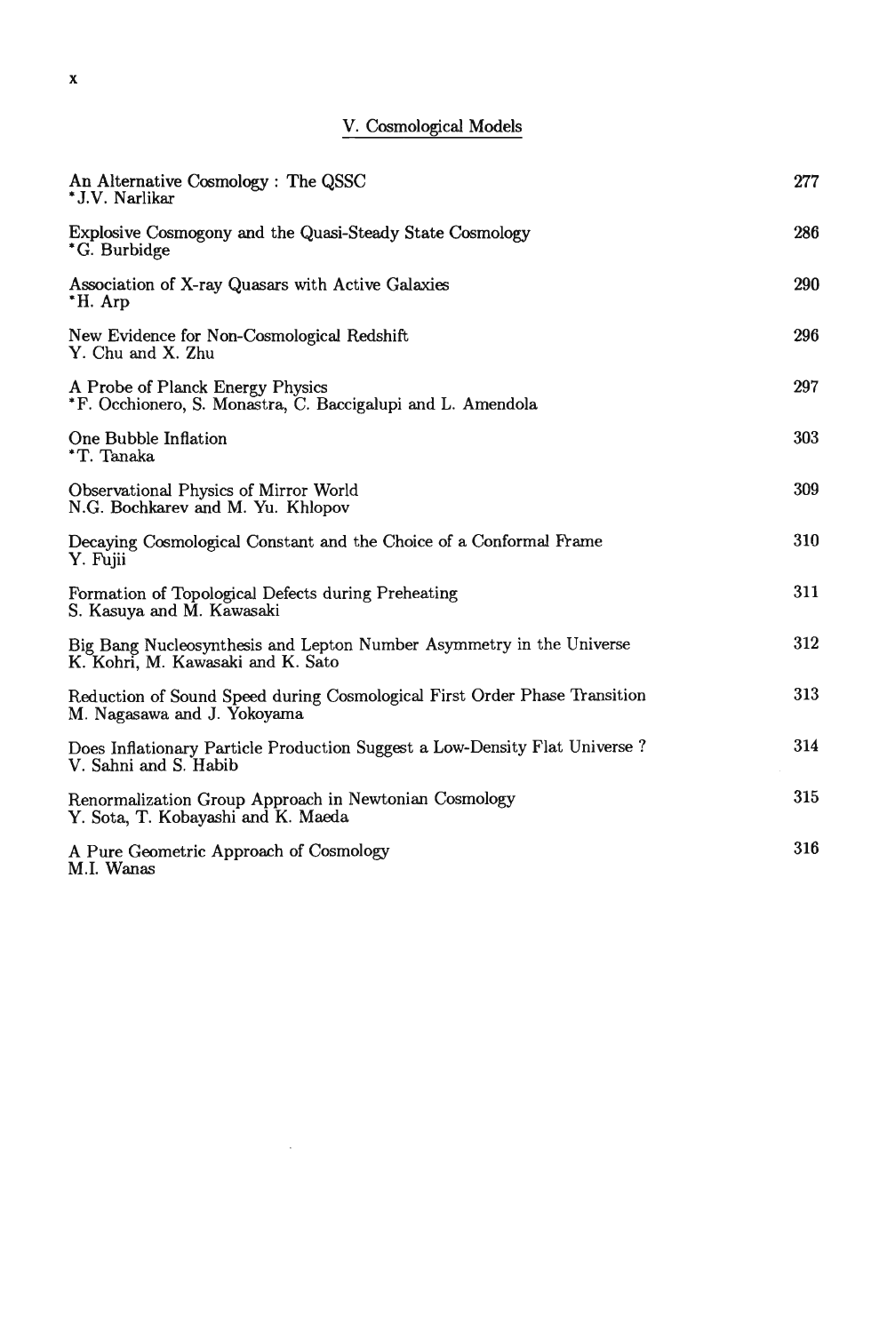## V. Cosmological Models

| | |
|---|---|
| An Alternative Cosmology : The QSSC<br>*J.V. Narlikar | 277 |
| Explosive Cosmogony and the Quasi-Steady State Cosmology<br>*G. Burbidge | 286 |
| Association of X-ray Quasars with Active Galaxies<br>*H. Arp | 290 |
| New Evidence for Non-Cosmological Redshift<br>Y. Chu and X. Zhu | 296 |
| A Probe of Planck Energy Physics<br>*F. Occhionero, S. Monastra, C. Baccigalupi and L. Amendola | 297 |
| One Bubble Inflation<br>*T. Tanaka | 303 |
| Observational Physics of Mirror World<br>N.G. Bochkarev and M. Yu. Khlopov | 309 |
| Decaying Cosmological Constant and the Choice of a Conformal Frame<br>Y. Fujii | 310 |
| Formation of Topological Defects during Preheating<br>S. Kasuya and M. Kawasaki | 311 |
| Big Bang Nucleosynthesis and Lepton Number Asymmetry in the Universe<br>K. Kohri, M. Kawasaki and K. Sato | 312 |
| Reduction of Sound Speed during Cosmological First Order Phase Transition<br>M. Nagasawa and J. Yokoyama | 313 |
| Does Inflationary Particle Production Suggest a Low-Density Flat Universe ?<br>V. Sahni and S. Habib | 314 |
| Renormalization Group Approach in Newtonian Cosmology<br>Y. Sota, T. Kobayashi and K. Maeda | 315 |
| A Pure Geometric Approach of Cosmology<br>M.I. Wanas | 316 |